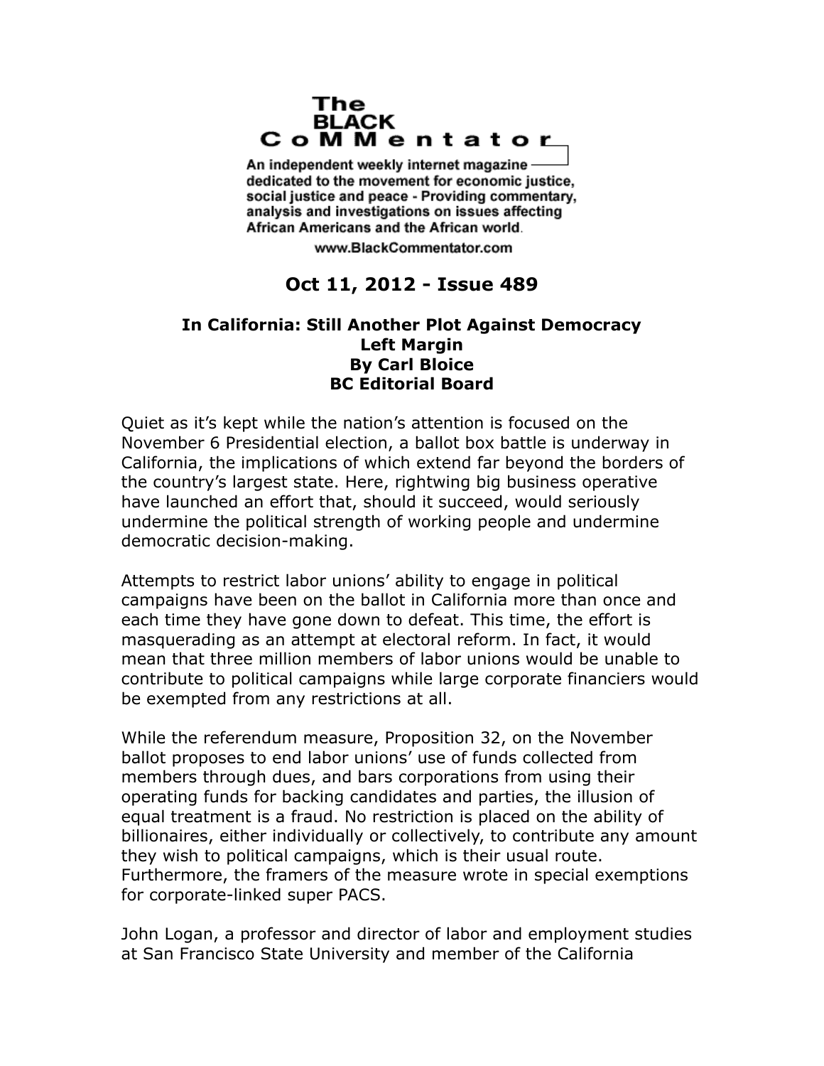# The BLACK CoMMentator

An independent weekly internet magazine dedicated to the movement for economic justice, social justice and peace - Providing commentary, analysis and investigations on issues affecting African Americans and the African world.

www.BlackCommentator.com

## Oct 11, 2012 - Issue 489

### In California: Still Another Plot Against Democracy
### Left Margin
### By Carl Bloice
### BC Editorial Board

Quiet as it's kept while the nation's attention is focused on the November 6 Presidential election, a ballot box battle is underway in California, the implications of which extend far beyond the borders of the country's largest state. Here, rightwing big business operative have launched an effort that, should it succeed, would seriously undermine the political strength of working people and undermine democratic decision-making.

Attempts to restrict labor unions' ability to engage in political campaigns have been on the ballot in California more than once and each time they have gone down to defeat. This time, the effort is masquerading as an attempt at electoral reform. In fact, it would mean that three million members of labor unions would be unable to contribute to political campaigns while large corporate financiers would be exempted from any restrictions at all.

While the referendum measure, Proposition 32, on the November ballot proposes to end labor unions' use of funds collected from members through dues, and bars corporations from using their operating funds for backing candidates and parties, the illusion of equal treatment is a fraud. No restriction is placed on the ability of billionaires, either individually or collectively, to contribute any amount they wish to political campaigns, which is their usual route. Furthermore, the framers of the measure wrote in special exemptions for corporate-linked super PACS.

John Logan, a professor and director of labor and employment studies at San Francisco State University and member of the California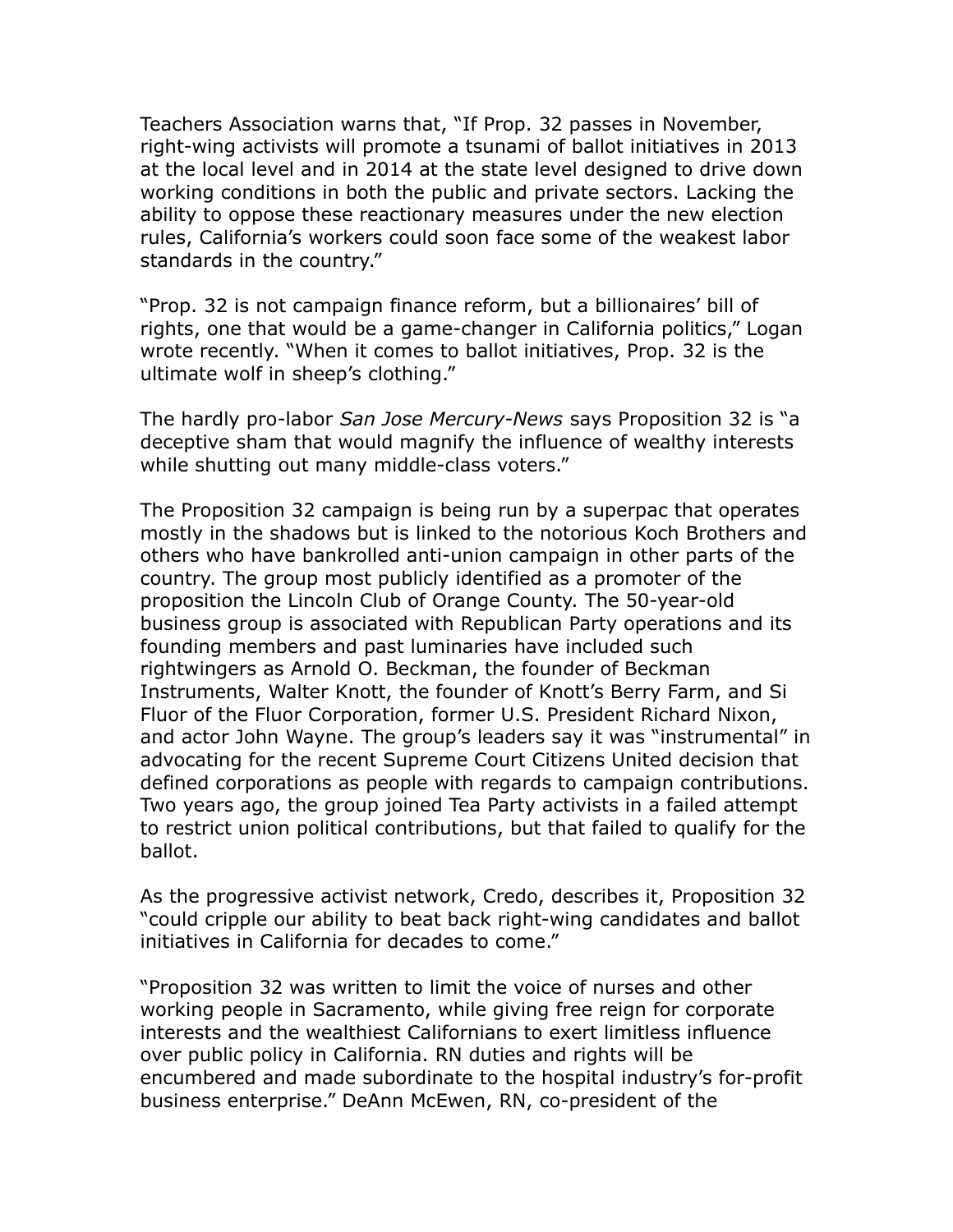Teachers Association warns that, "If Prop. 32 passes in November, right-wing activists will promote a tsunami of ballot initiatives in 2013 at the local level and in 2014 at the state level designed to drive down working conditions in both the public and private sectors. Lacking the ability to oppose these reactionary measures under the new election rules, California's workers could soon face some of the weakest labor standards in the country."

"Prop. 32 is not campaign finance reform, but a billionaires' bill of rights, one that would be a game-changer in California politics," Logan wrote recently. "When it comes to ballot initiatives, Prop. 32 is the ultimate wolf in sheep's clothing."

The hardly pro-labor *San Jose Mercury-News* says Proposition 32 is "a deceptive sham that would magnify the influence of wealthy interests while shutting out many middle-class voters."

The Proposition 32 campaign is being run by a superpac that operates mostly in the shadows but is linked to the notorious Koch Brothers and others who have bankrolled anti-union campaign in other parts of the country. The group most publicly identified as a promoter of the proposition the Lincoln Club of Orange County. The 50-year-old business group is associated with Republican Party operations and its founding members and past luminaries have included such rightwingers as Arnold O. Beckman, the founder of Beckman Instruments, Walter Knott, the founder of Knott's Berry Farm, and Si Fluor of the Fluor Corporation, former U.S. President Richard Nixon, and actor John Wayne. The group's leaders say it was "instrumental" in advocating for the recent Supreme Court Citizens United decision that defined corporations as people with regards to campaign contributions. Two years ago, the group joined Tea Party activists in a failed attempt to restrict union political contributions, but that failed to qualify for the ballot.

As the progressive activist network, Credo, describes it, Proposition 32 "could cripple our ability to beat back right-wing candidates and ballot initiatives in California for decades to come."

"Proposition 32 was written to limit the voice of nurses and other working people in Sacramento, while giving free reign for corporate interests and the wealthiest Californians to exert limitless influence over public policy in California. RN duties and rights will be encumbered and made subordinate to the hospital industry's for-profit business enterprise." DeAnn McEwen, RN, co-president of the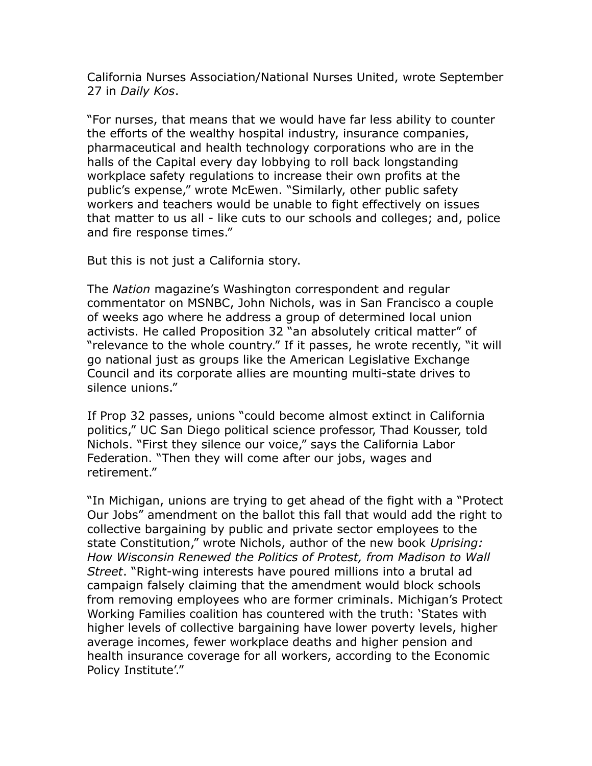California Nurses Association/National Nurses United, wrote September 27 in *Daily Kos*.

"For nurses, that means that we would have far less ability to counter the efforts of the wealthy hospital industry, insurance companies, pharmaceutical and health technology corporations who are in the halls of the Capital every day lobbying to roll back longstanding workplace safety regulations to increase their own profits at the public's expense," wrote McEwen. "Similarly, other public safety workers and teachers would be unable to fight effectively on issues that matter to us all - like cuts to our schools and colleges; and, police and fire response times."

But this is not just a California story.

The *Nation* magazine's Washington correspondent and regular commentator on MSNBC, John Nichols, was in San Francisco a couple of weeks ago where he address a group of determined local union activists. He called Proposition 32 "an absolutely critical matter" of "relevance to the whole country." If it passes, he wrote recently, "it will go national just as groups like the American Legislative Exchange Council and its corporate allies are mounting multi-state drives to silence unions."

If Prop 32 passes, unions "could become almost extinct in California politics," UC San Diego political science professor, Thad Kousser, told Nichols. "First they silence our voice," says the California Labor Federation. "Then they will come after our jobs, wages and retirement."

"In Michigan, unions are trying to get ahead of the fight with a "Protect Our Jobs" amendment on the ballot this fall that would add the right to collective bargaining by public and private sector employees to the state Constitution," wrote Nichols, author of the new book *Uprising: How Wisconsin Renewed the Politics of Protest, from Madison to Wall Street*. "Right-wing interests have poured millions into a brutal ad campaign falsely claiming that the amendment would block schools from removing employees who are former criminals. Michigan's Protect Working Families coalition has countered with the truth: 'States with higher levels of collective bargaining have lower poverty levels, higher average incomes, fewer workplace deaths and higher pension and health insurance coverage for all workers, according to the Economic Policy Institute'."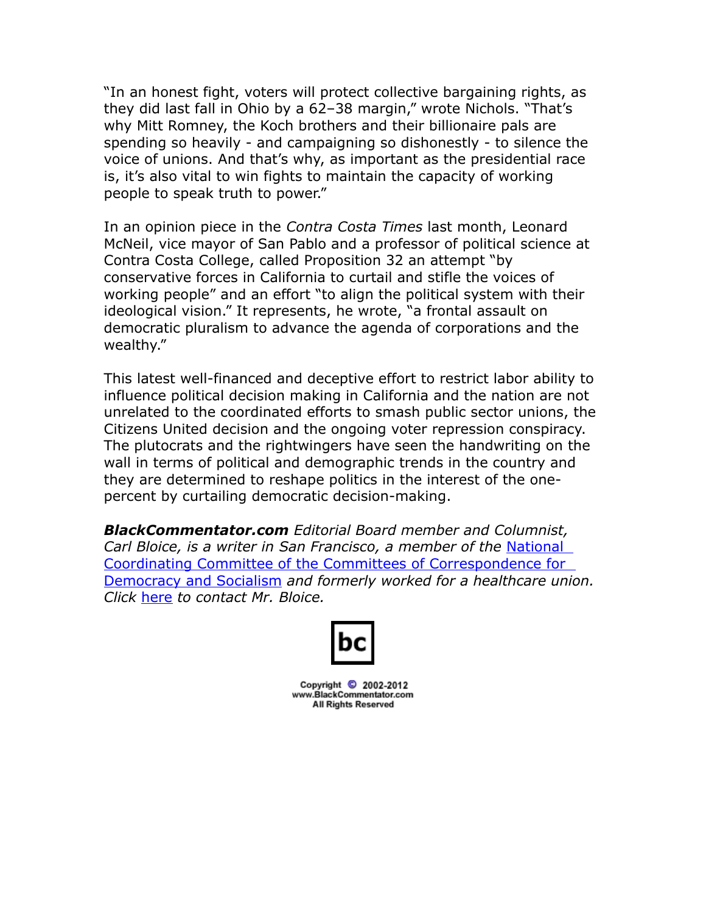"In an honest fight, voters will protect collective bargaining rights, as they did last fall in Ohio by a 62–38 margin," wrote Nichols. "That's why Mitt Romney, the Koch brothers and their billionaire pals are spending so heavily - and campaigning so dishonestly - to silence the voice of unions. And that's why, as important as the presidential race is, it's also vital to win fights to maintain the capacity of working people to speak truth to power."

In an opinion piece in the *Contra Costa Times* last month, Leonard McNeil, vice mayor of San Pablo and a professor of political science at Contra Costa College, called Proposition 32 an attempt "by conservative forces in California to curtail and stifle the voices of working people" and an effort "to align the political system with their ideological vision." It represents, he wrote, "a frontal assault on democratic pluralism to advance the agenda of corporations and the wealthy."

This latest well-financed and deceptive effort to restrict labor ability to influence political decision making in California and the nation are not unrelated to the coordinated efforts to smash public sector unions, the Citizens United decision and the ongoing voter repression conspiracy. The plutocrats and the rightwingers have seen the handwriting on the wall in terms of political and demographic trends in the country and they are determined to reshape politics in the interest of the one-percent by curtailing democratic decision-making.

***BlackCommentator.com*** *Editorial Board member and Columnist, Carl Bloice, is a writer in San Francisco, a member of the* [National Coordinating Committee of the Committees of Correspondence for Democracy and Socialism] *and formerly worked for a healthcare union. Click* [here] *to contact Mr. Bloice.*

bc

Copyright © 2002-2012
www.BlackCommentator.com
All Rights Reserved